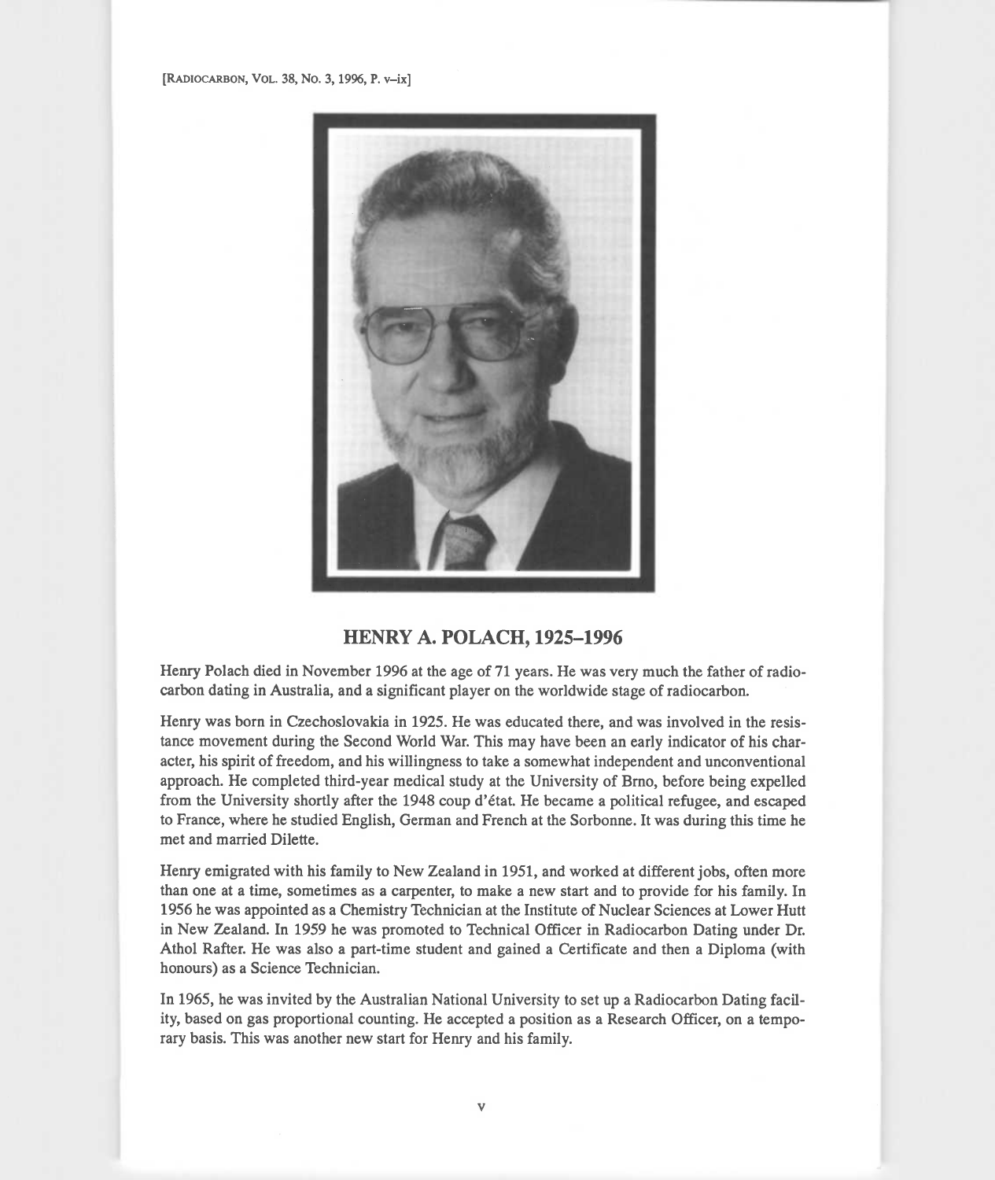# HENRY A. POLACH, 1925–1996

Henry Polach died in November 1996 at the age of 71 years. He was very much the father of radiocarbon dating in Australia, and a significant player on the worldwide stage of radiocarbon.

Henry was born in Czechoslovakia in 1925. He was educated there, and was involved in the resistance movement during the Second World War. This may have been an early indicator of his character, his spirit of freedom, and his willingness to take a somewhat independent and unconventional approach. He completed third-year medical study at the University of Brno, before being expelled from the University shortly after the 1948 coup d'état. He became a political refugee, and escaped to France, where he studied English, German and French at the Sorbonne. It was during this time he met and married Dilette.

Henry emigrated with his family to New Zealand in 1951, and worked at different jobs, often more than one at a time, sometimes as a carpenter, to make a new start and to provide for his family. In 1956 he was appointed as a Chemistry Technician at the Institute of Nuclear Sciences at Lower Hutt in New Zealand. In 1959 he was promoted to Technical Officer in Radiocarbon Dating under Dr. Athol Rafter. He was also a part-time student and gained a Certificate and then a Diploma (with honours) as a Science Technician.

In 1965, he was invited by the Australian National University to set up a Radiocarbon Dating facility, based on gas proportional counting. He accepted a position as a Research Officer, on a temporary basis. This was another new start for Henry and his family.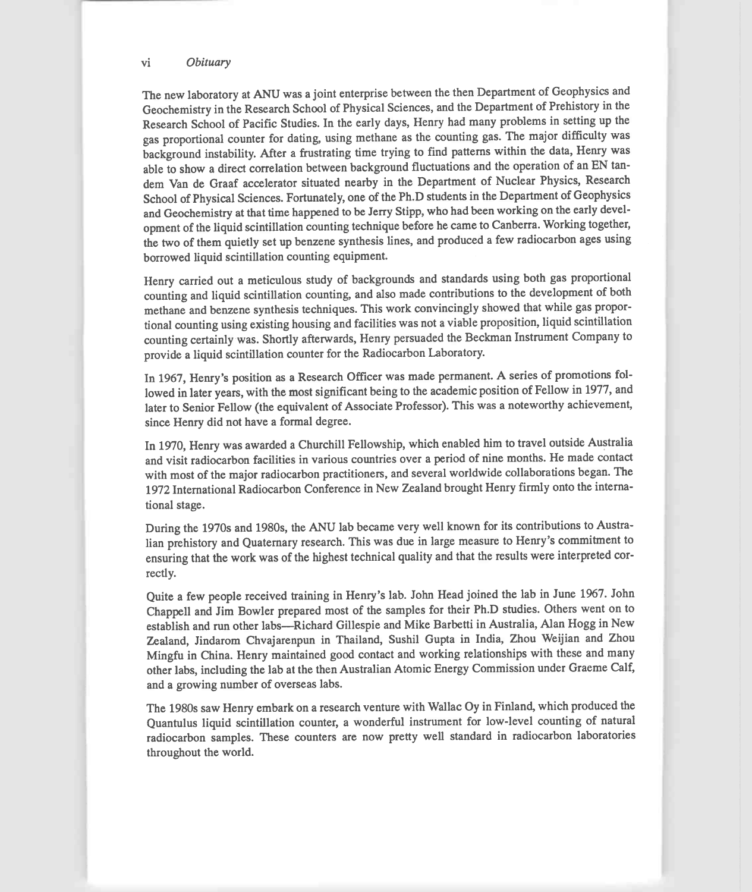The new laboratory at ANU was a joint enterprise between the then Department of Geophysics and Geochemistry in the Research School of Physical Sciences, and the Department of Prehistory in the Research School of Pacific Studies. In the early days, Henry had many problems in setting up the gas proportional counter for dating, using methane as the counting gas. The major difficulty was background instability. After a frustrating time trying to find patterns within the data, Henry was able to show a direct correlation between background fluctuations and the operation of an EN tandem Van de Graaf accelerator situated nearby in the Department of Nuclear Physics, Research School of Physical Sciences. Fortunately, one of the Ph.D students in the Department of Geophysics and Geochemistry at that time happened to be Jerry Stipp, who had been working on the early development of the liquid scintillation counting technique before he came to Canberra. Working together, the two of them quietly set up benzene synthesis lines, and produced a few radiocarbon ages using borrowed liquid scintillation counting equipment.

Henry carried out a meticulous study of backgrounds and standards using both gas proportional counting and liquid scintillation counting, and also made contributions to the development of both methane and benzene synthesis techniques. This work convincingly showed that while gas proportional counting using existing housing and facilities was not a viable proposition, liquid scintillation counting certainly was. Shortly afterwards, Henry persuaded the Beckman Instrument Company to provide a liquid scintillation counter for the Radiocarbon Laboratory.

In 1967, Henry's position as a Research Officer was made permanent. A series of promotions followed in later years, with the most significant being to the academic position of Fellow in 1977, and later to Senior Fellow (the equivalent of Associate Professor). This was a noteworthy achievement, since Henry did not have a formal degree.

In 1970, Henry was awarded a Churchill Fellowship, which enabled him to travel outside Australia and visit radiocarbon facilities in various countries over a period of nine months. He made contact with most of the major radiocarbon practitioners, and several worldwide collaborations began. The 1972 International Radiocarbon Conference in New Zealand brought Henry firmly onto the international stage.

During the 1970s and 1980s, the ANU lab became very well known for its contributions to Australian prehistory and Quaternary research. This was due in large measure to Henry's commitment to ensuring that the work was of the highest technical quality and that the results were interpreted correctly.

Quite a few people received training in Henry's lab. John Head joined the lab in June 1967. John Chappell and Jim Bowler prepared most of the samples for their Ph.D studies. Others went on to establish and run other labs—Richard Gillespie and Mike Barbetti in Australia, Alan Hogg in New Zealand, Jindarom Chvajarenpun in Thailand, Sushil Gupta in India, Zhou Weijian and Zhou Mingfu in China. Henry maintained good contact and working relationships with these and many other labs, including the lab at the then Australian Atomic Energy Commission under Graeme Calf, and a growing number of overseas labs.

The 1980s saw Henry embark on a research venture with Wallac Oy in Finland, which produced the Quantulus liquid scintillation counter, a wonderful instrument for low-level counting of natural radiocarbon samples. These counters are now pretty well standard in radiocarbon laboratories throughout the world.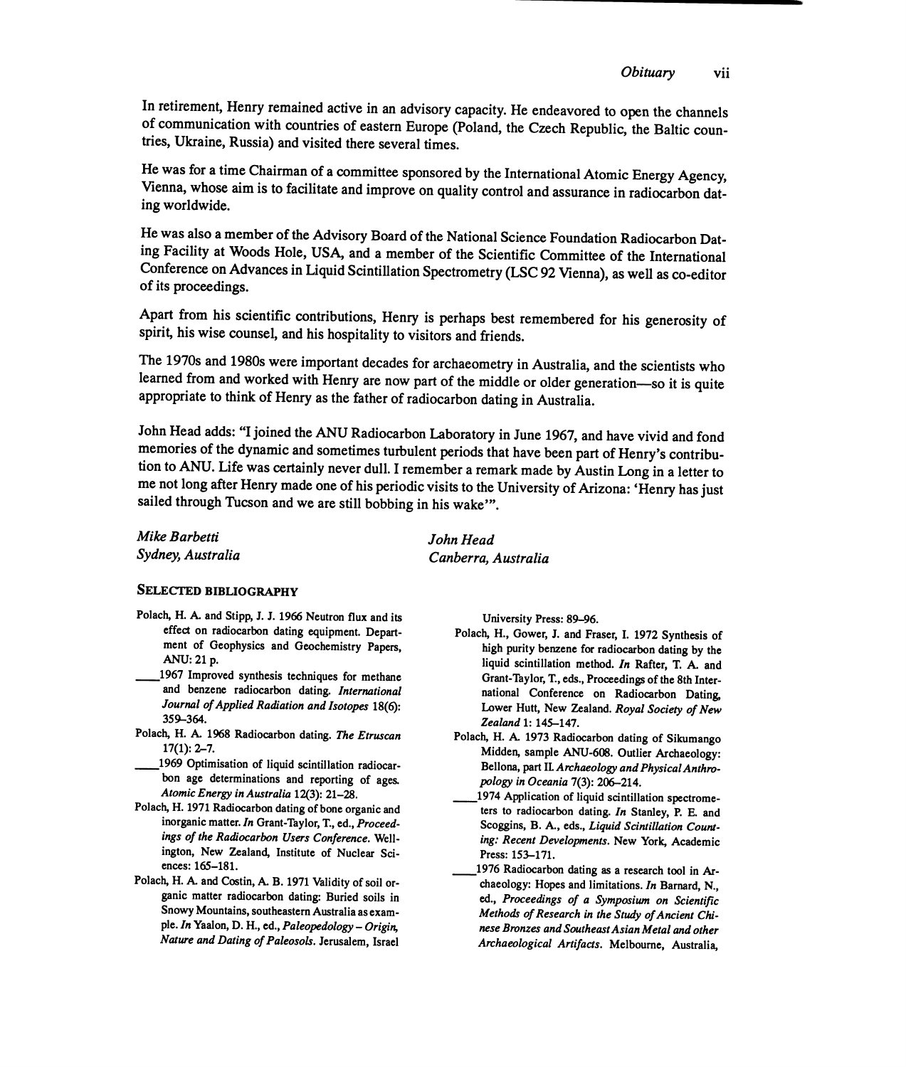In retirement, Henry remained active in an advisory capacity. He endeavored to open the channels of communication with countries of eastern Europe (Poland, the Czech Republic, the Baltic countries, Ukraine, Russia) and visited there several times.

He was for a time Chairman of a committee sponsored by the International Atomic Energy Agency, Vienna, whose aim is to facilitate and improve on quality control and assurance in radiocarbon dating worldwide.

He was also a member of the Advisory Board of the National Science Foundation Radiocarbon Dating Facility at Woods Hole, USA, and a member of the Scientific Committee of the International Conference on Advances in Liquid Scintillation Spectrometry (LSC 92 Vienna), as well as co-editor of its proceedings.

Apart from his scientific contributions, Henry is perhaps best remembered for his generosity of spirit, his wise counsel, and his hospitality to visitors and friends.

The 1970s and 1980s were important decades for archaeometry in Australia, and the scientists who learned from and worked with Henry are now part of the middle or older generation—so it is quite appropriate to think of Henry as the father of radiocarbon dating in Australia.

John Head adds: "I joined the ANU Radiocarbon Laboratory in June 1967, and have vivid and fond memories of the dynamic and sometimes turbulent periods that have been part of Henry's contribution to ANU. Life was certainly never dull. I remember a remark made by Austin Long in a letter to me not long after Henry made one of his periodic visits to the University of Arizona: 'Henry has just sailed through Tucson and we are still bobbing in his wake'".

*Mike Barbetti*
*Sydney, Australia*

*John Head*
*Canberra, Australia*

## Selected Bibliography

Polach, H. A. and Stipp, J. J. 1966 Neutron flux and its effect on radiocarbon dating equipment. Department of Geophysics and Geochemistry Papers, ANU: 21 p.

____1967 Improved synthesis techniques for methane and benzene radiocarbon dating. *International Journal of Applied Radiation and Isotopes* 18(6): 359–364.

Polach, H. A. 1968 Radiocarbon dating. *The Etruscan* 17(1): 2–7.

____1969 Optimisation of liquid scintillation radiocarbon age determinations and reporting of ages. *Atomic Energy in Australia* 12(3): 21–28.

Polach, H. 1971 Radiocarbon dating of bone organic and inorganic matter. *In* Grant-Taylor, T., ed., *Proceedings of the Radiocarbon Users Conference*. Wellington, New Zealand, Institute of Nuclear Sciences: 165–181.

Polach, H. A. and Costin, A. B. 1971 Validity of soil organic matter radiocarbon dating: Buried soils in Snowy Mountains, southeastern Australia as example. *In* Yaalon, D. H., ed., *Paleopedology – Origin, Nature and Dating of Paleosols*. Jerusalem, Israel University Press: 89–96.

Polach, H., Gower, J. and Fraser, I. 1972 Synthesis of high purity benzene for radiocarbon dating by the liquid scintillation method. *In* Rafter, T. A. and Grant-Taylor, T., eds., Proceedings of the 8th International Conference on Radiocarbon Dating, Lower Hutt, New Zealand. *Royal Society of New Zealand* 1: 145–147.

Polach, H. A. 1973 Radiocarbon dating of Sikumango Midden, sample ANU-608. Outlier Archaeology: Bellona, part II. *Archaeology and Physical Anthropology in Oceania* 7(3): 206–214.

____1974 Application of liquid scintillation spectrometers to radiocarbon dating. *In* Stanley, P. E. and Scoggins, B. A., eds., *Liquid Scintillation Counting: Recent Developments*. New York, Academic Press: 153–171.

____1976 Radiocarbon dating as a research tool in Archaeology: Hopes and limitations. *In* Barnard, N., ed., *Proceedings of a Symposium on Scientific Methods of Research in the Study of Ancient Chinese Bronzes and Southeast Asian Metal and other Archaeological Artifacts*. Melbourne, Australia,